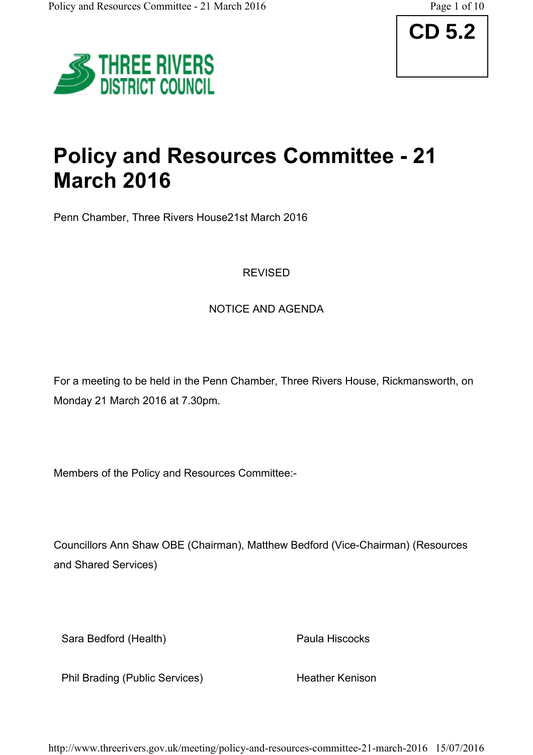CD 5.2

THREE RIVERS DISTRICT COUNCIL

# Policy and Resources Committee - 21 March 2016

Penn Chamber, Three Rivers House21st March 2016

REVISED

NOTICE AND AGENDA

For a meeting to be held in the Penn Chamber, Three Rivers House, Rickmansworth, on Monday 21 March 2016 at 7.30pm.

Members of the Policy and Resources Committee:-

Councillors Ann Shaw OBE (Chairman), Matthew Bedford (Vice-Chairman) (Resources and Shared Services)

| | |
|---|---|
| Sara Bedford (Health) | Paula Hiscocks |
| Phil Brading (Public Services) | Heather Kenison |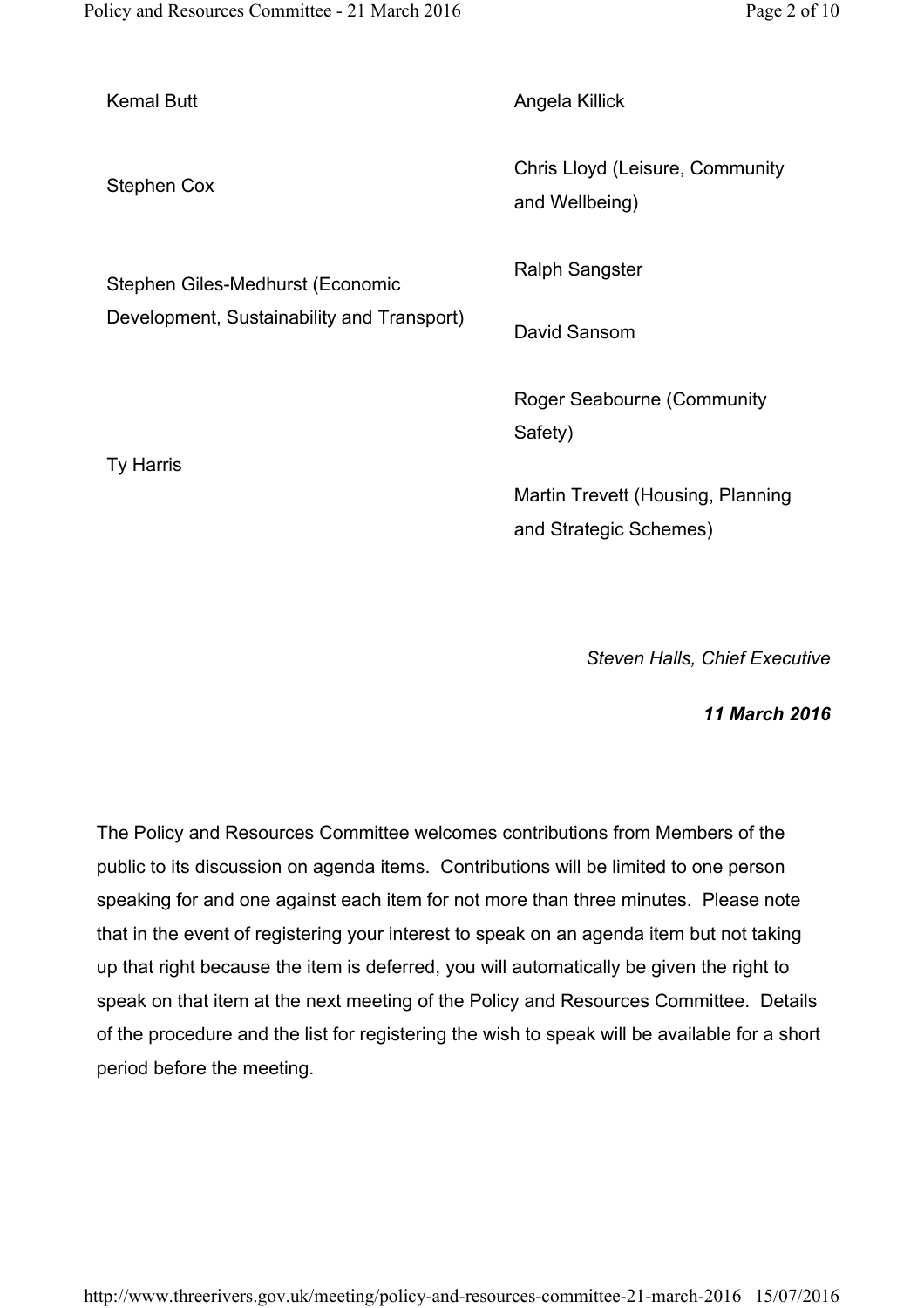Kemal Butt

Stephen Cox

Stephen Giles-Medhurst (Economic Development, Sustainability and Transport)

Ty Harris

Angela Killick

Chris Lloyd (Leisure, Community and Wellbeing)

Ralph Sangster

David Sansom

Roger Seabourne (Community Safety)

Martin Trevett (Housing, Planning and Strategic Schemes)

*Steven Halls, Chief Executive*

***11 March 2016***

The Policy and Resources Committee welcomes contributions from Members of the public to its discussion on agenda items. Contributions will be limited to one person speaking for and one against each item for not more than three minutes. Please note that in the event of registering your interest to speak on an agenda item but not taking up that right because the item is deferred, you will automatically be given the right to speak on that item at the next meeting of the Policy and Resources Committee. Details of the procedure and the list for registering the wish to speak will be available for a short period before the meeting.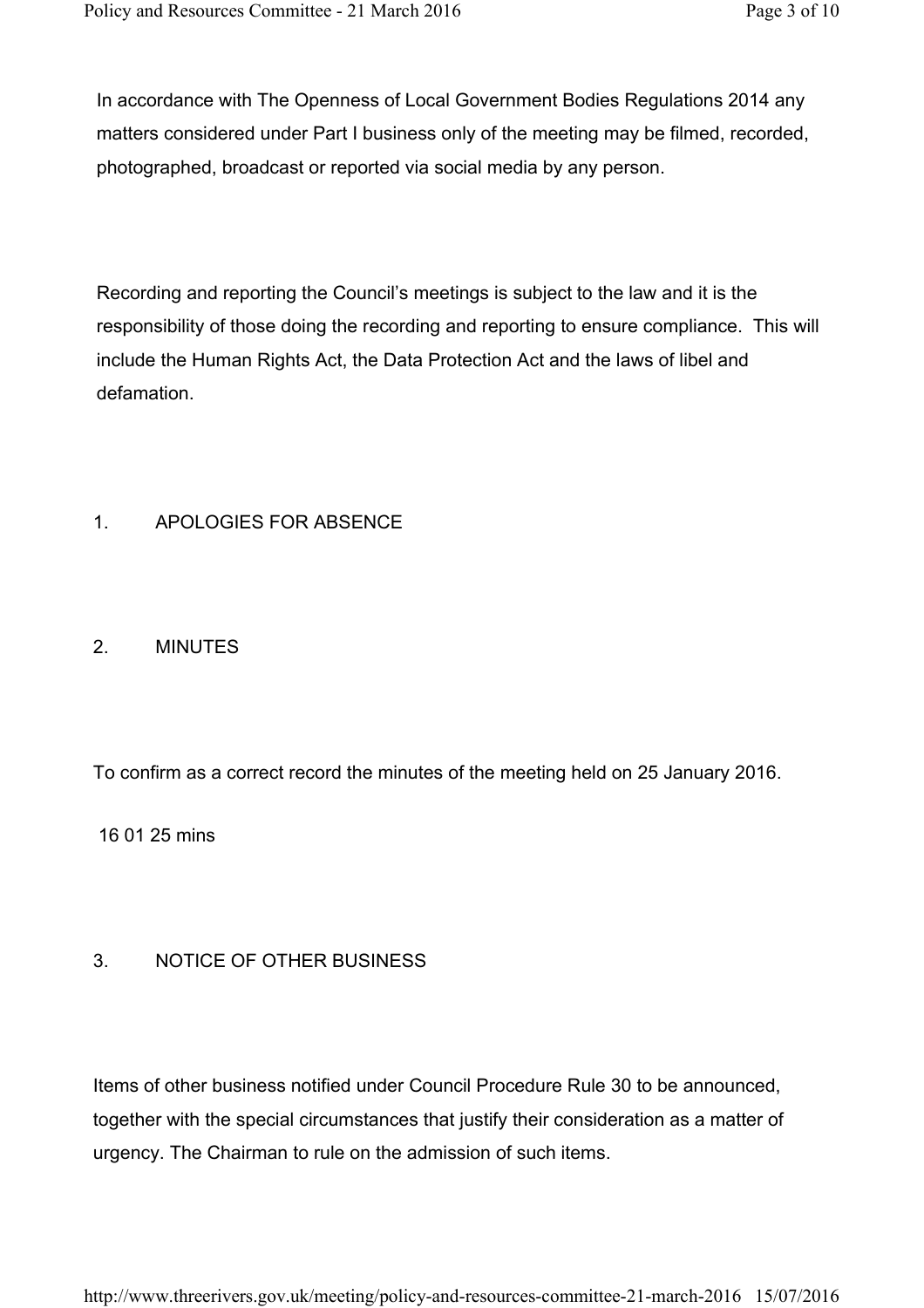In accordance with The Openness of Local Government Bodies Regulations 2014 any matters considered under Part I business only of the meeting may be filmed, recorded, photographed, broadcast or reported via social media by any person.

Recording and reporting the Council's meetings is subject to the law and it is the responsibility of those doing the recording and reporting to ensure compliance. This will include the Human Rights Act, the Data Protection Act and the laws of libel and defamation.

1. APOLOGIES FOR ABSENCE

2. MINUTES

To confirm as a correct record the minutes of the meeting held on 25 January 2016.

16 01 25 mins

3. NOTICE OF OTHER BUSINESS

Items of other business notified under Council Procedure Rule 30 to be announced, together with the special circumstances that justify their consideration as a matter of urgency. The Chairman to rule on the admission of such items.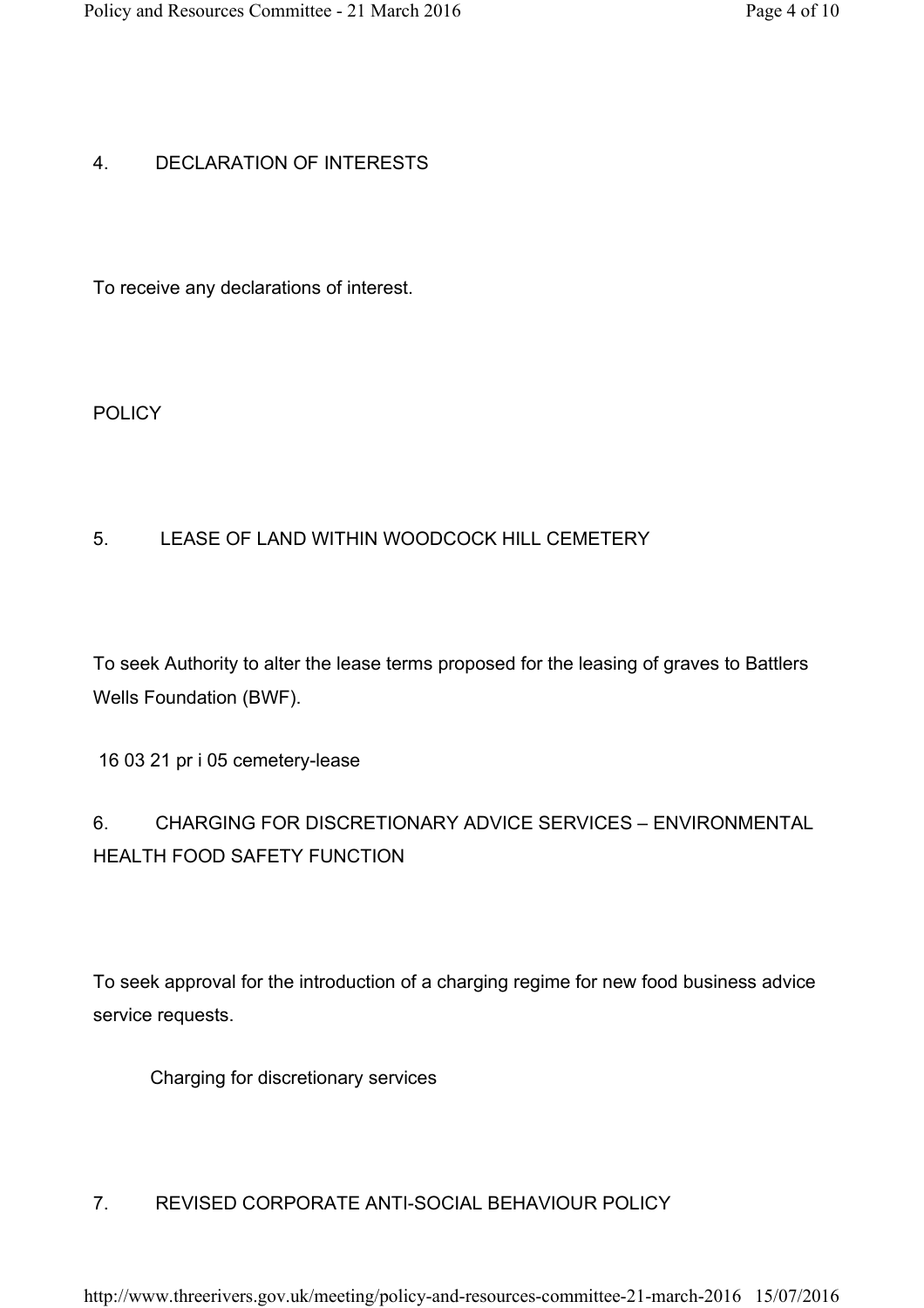## 4. DECLARATION OF INTERESTS

To receive any declarations of interest.

POLICY

## 5. LEASE OF LAND WITHIN WOODCOCK HILL CEMETERY

To seek Authority to alter the lease terms proposed for the leasing of graves to Battlers Wells Foundation (BWF).

16 03 21 pr i 05 cemetery-lease

## 6. CHARGING FOR DISCRETIONARY ADVICE SERVICES – ENVIRONMENTAL HEALTH FOOD SAFETY FUNCTION

To seek approval for the introduction of a charging regime for new food business advice service requests.

Charging for discretionary services

## 7. REVISED CORPORATE ANTI-SOCIAL BEHAVIOUR POLICY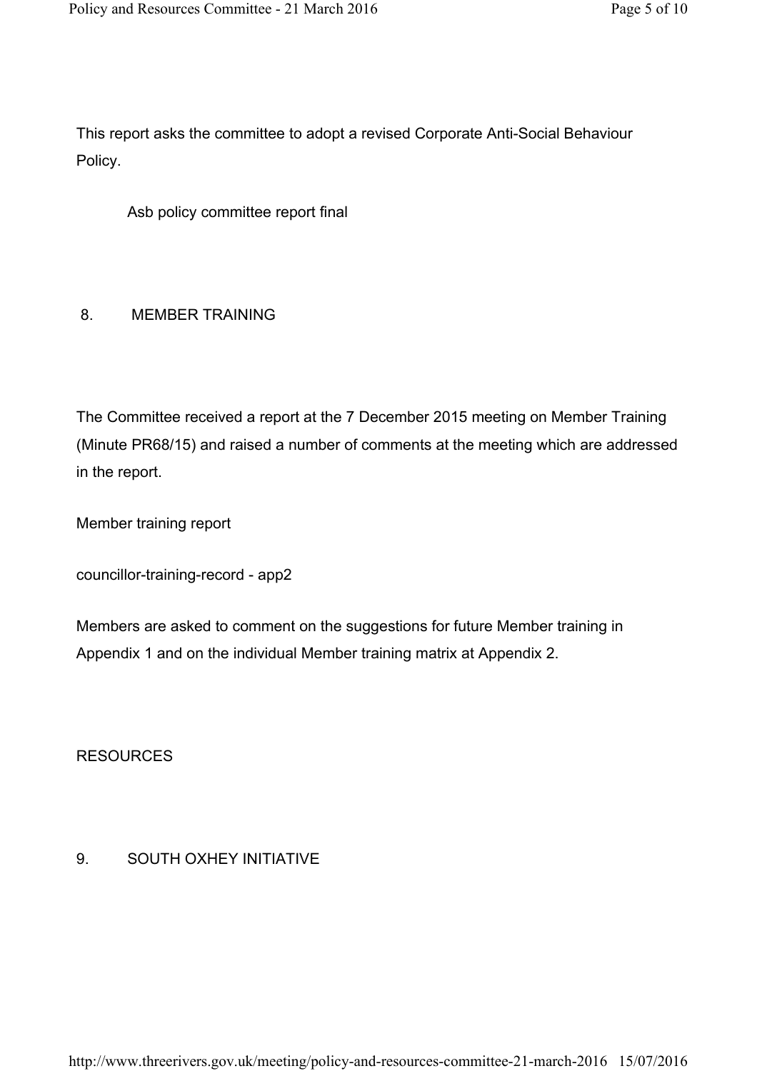This report asks the committee to adopt a revised Corporate Anti-Social Behaviour Policy.

Asb policy committee report final

## 8. MEMBER TRAINING

The Committee received a report at the 7 December 2015 meeting on Member Training (Minute PR68/15) and raised a number of comments at the meeting which are addressed in the report.

Member training report

councillor-training-record - app2

Members are asked to comment on the suggestions for future Member training in Appendix 1 and on the individual Member training matrix at Appendix 2.

## RESOURCES

## 9. SOUTH OXHEY INITIATIVE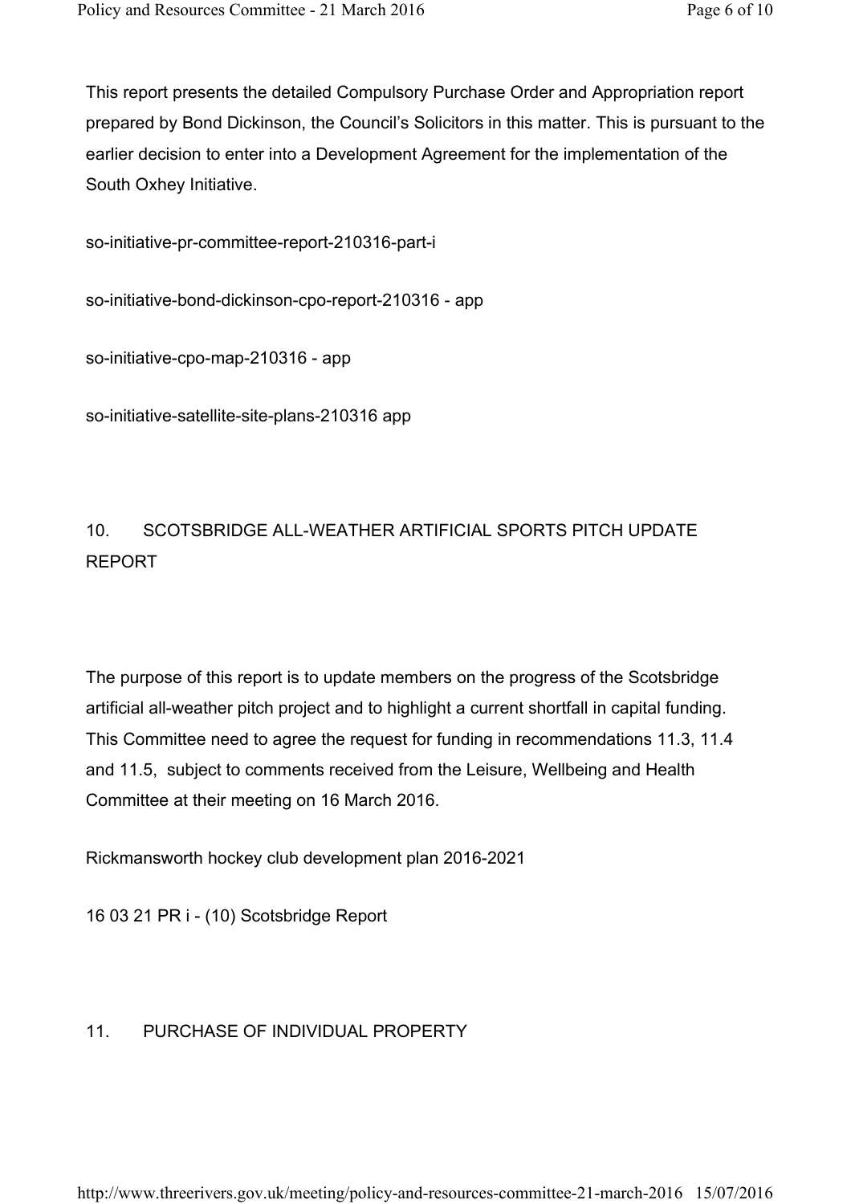This report presents the detailed Compulsory Purchase Order and Appropriation report prepared by Bond Dickinson, the Council's Solicitors in this matter. This is pursuant to the earlier decision to enter into a Development Agreement for the implementation of the South Oxhey Initiative.

so-initiative-pr-committee-report-210316-part-i

so-initiative-bond-dickinson-cpo-report-210316 - app

so-initiative-cpo-map-210316 - app

so-initiative-satellite-site-plans-210316 app

## 10. SCOTSBRIDGE ALL-WEATHER ARTIFICIAL SPORTS PITCH UPDATE REPORT

The purpose of this report is to update members on the progress of the Scotsbridge artificial all-weather pitch project and to highlight a current shortfall in capital funding. This Committee need to agree the request for funding in recommendations 11.3, 11.4 and 11.5, subject to comments received from the Leisure, Wellbeing and Health Committee at their meeting on 16 March 2016.

Rickmansworth hockey club development plan 2016-2021

16 03 21 PR i - (10) Scotsbridge Report

## 11. PURCHASE OF INDIVIDUAL PROPERTY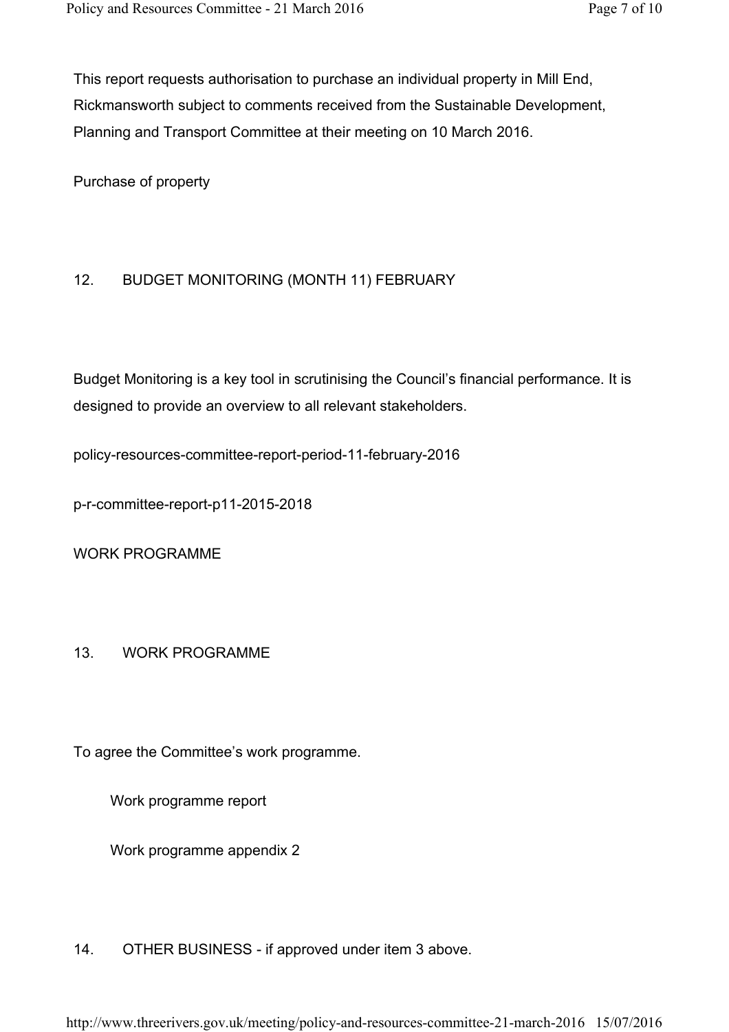This report requests authorisation to purchase an individual property in Mill End, Rickmansworth subject to comments received from the Sustainable Development, Planning and Transport Committee at their meeting on 10 March 2016.

Purchase of property

## 12. BUDGET MONITORING (MONTH 11) FEBRUARY

Budget Monitoring is a key tool in scrutinising the Council's financial performance. It is designed to provide an overview to all relevant stakeholders.

policy-resources-committee-report-period-11-february-2016

p-r-committee-report-p11-2015-2018

WORK PROGRAMME

## 13. WORK PROGRAMME

To agree the Committee's work programme.

Work programme report

Work programme appendix 2

## 14. OTHER BUSINESS - if approved under item 3 above.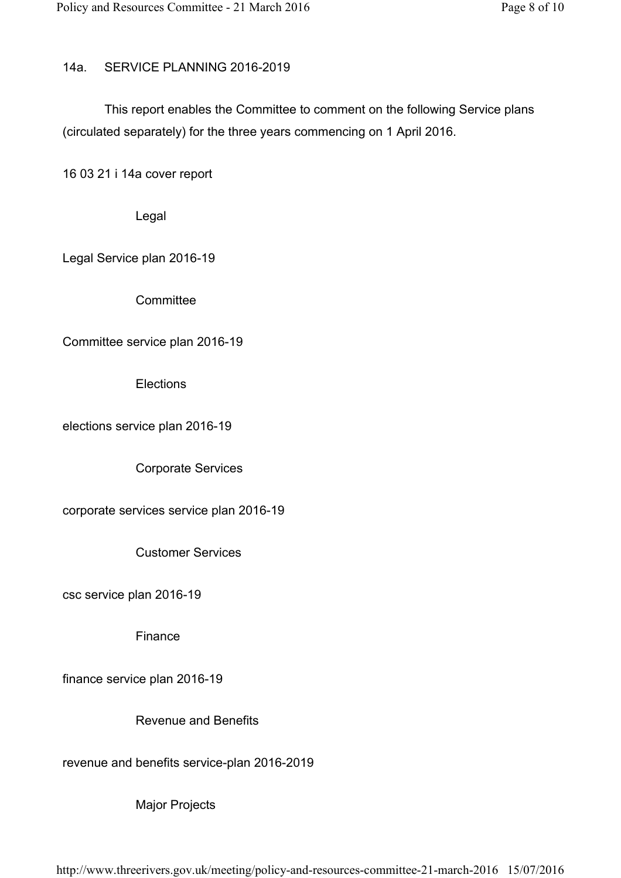## 14a. SERVICE PLANNING 2016-2019

This report enables the Committee to comment on the following Service plans (circulated separately) for the three years commencing on 1 April 2016.

16 03 21 i 14a cover report

Legal

Legal Service plan 2016-19

Committee

Committee service plan 2016-19

Elections

elections service plan 2016-19

Corporate Services

corporate services service plan 2016-19

Customer Services

csc service plan 2016-19

Finance

finance service plan 2016-19

Revenue and Benefits

revenue and benefits service-plan 2016-2019

Major Projects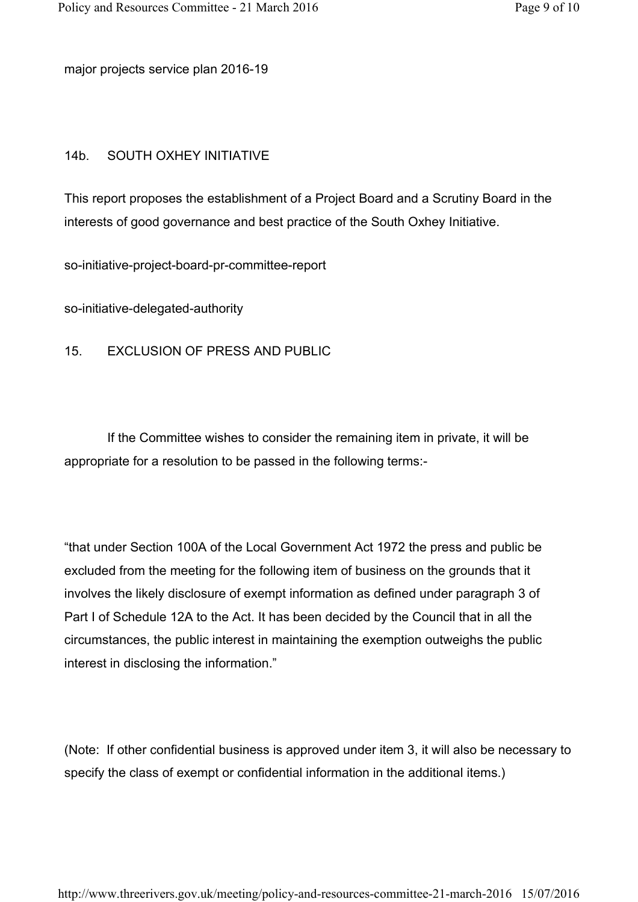major projects service plan 2016-19

## 14b. SOUTH OXHEY INITIATIVE

This report proposes the establishment of a Project Board and a Scrutiny Board in the interests of good governance and best practice of the South Oxhey Initiative.

so-initiative-project-board-pr-committee-report

so-initiative-delegated-authority

## 15. EXCLUSION OF PRESS AND PUBLIC

If the Committee wishes to consider the remaining item in private, it will be appropriate for a resolution to be passed in the following terms:-

"that under Section 100A of the Local Government Act 1972 the press and public be excluded from the meeting for the following item of business on the grounds that it involves the likely disclosure of exempt information as defined under paragraph 3 of Part I of Schedule 12A to the Act. It has been decided by the Council that in all the circumstances, the public interest in maintaining the exemption outweighs the public interest in disclosing the information."

(Note: If other confidential business is approved under item 3, it will also be necessary to specify the class of exempt or confidential information in the additional items.)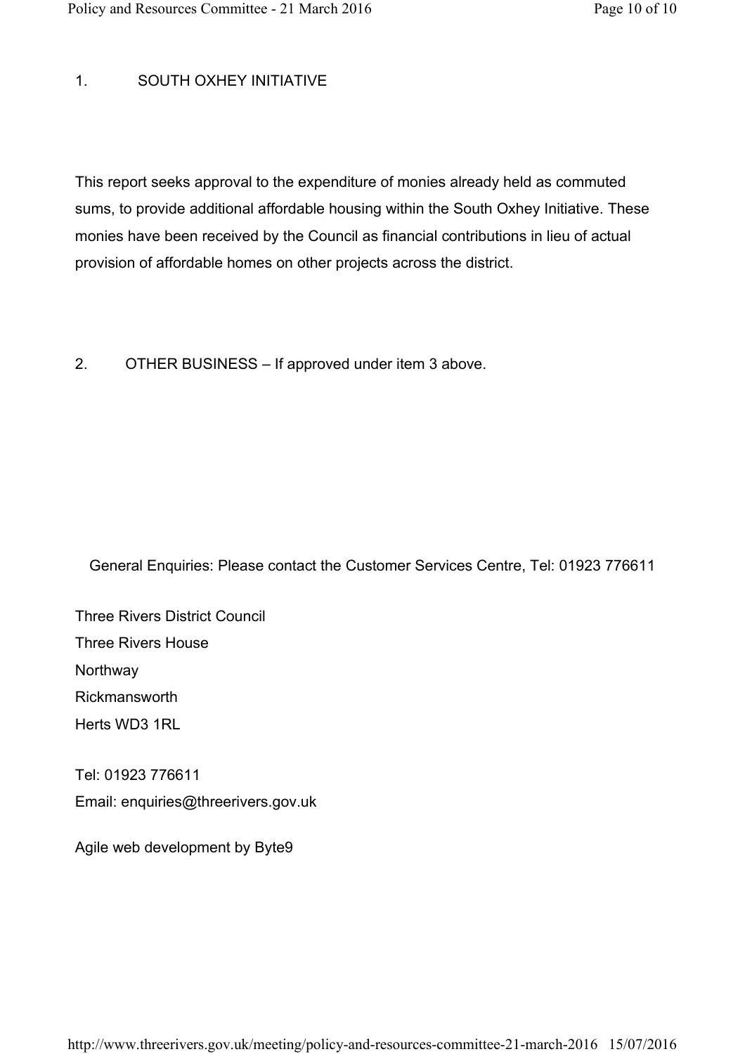1. SOUTH OXHEY INITIATIVE

This report seeks approval to the expenditure of monies already held as commuted sums, to provide additional affordable housing within the South Oxhey Initiative. These monies have been received by the Council as financial contributions in lieu of actual provision of affordable homes on other projects across the district.

2. OTHER BUSINESS – If approved under item 3 above.

General Enquiries: Please contact the Customer Services Centre, Tel: 01923 776611

Three Rivers District Council
Three Rivers House
Northway
Rickmansworth
Herts WD3 1RL

Tel: 01923 776611
Email: enquiries@threerivers.gov.uk

Agile web development by Byte9